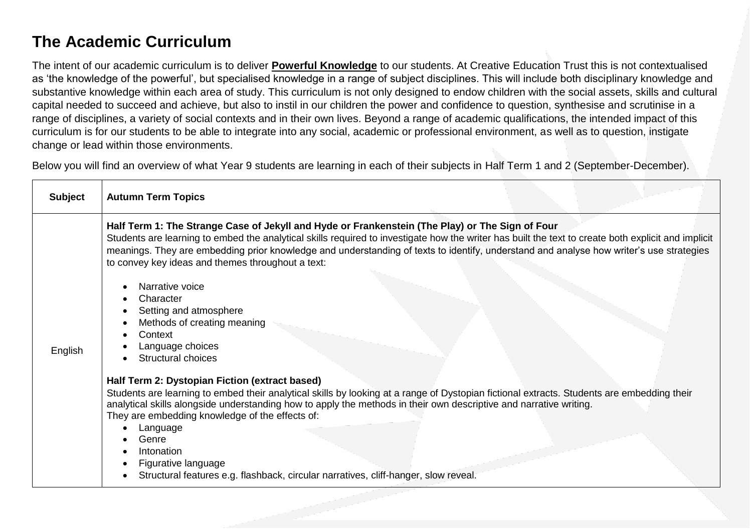# The Academic Curriculum

The intent of our academic curriculum is to deliver **Powerful Knowledge** to our students. At Creative Education Trust this is not contextualised as 'the knowledge of the powerful', but specialised knowledge in a range of subject disciplines. This will include both disciplinary knowledge and substantive knowledge within each area of study. This curriculum is not only designed to endow children with the social assets, skills and cultural capital needed to succeed and achieve, but also to instil in our children the power and confidence to question, synthesise and scrutinise in a range of disciplines, a variety of social contexts and in their own lives. Beyond a range of academic qualifications, the intended impact of this curriculum is for our students to be able to integrate into any social, academic or professional environment, as well as to question, instigate change or lead within those environments.

Below you will find an overview of what Year 9 students are learning in each of their subjects in Half Term 1 and 2 (September-December).

| Subject | Autumn Term Topics |
|---|---|
| English | **Half Term 1: The Strange Case of Jekyll and Hyde or Frankenstein (The Play) or The Sign of Four**<br>Students are learning to embed the analytical skills required to investigate how the writer has built the text to create both explicit and implicit meanings. They are embedding prior knowledge and understanding of texts to identify, understand and analyse how writer's use strategies to convey key ideas and themes throughout a text:<br>• Narrative voice<br>• Character<br>• Setting and atmosphere<br>• Methods of creating meaning<br>• Context<br>• Language choices<br>• Structural choices<br><br>**Half Term 2: Dystopian Fiction (extract based)**<br>Students are learning to embed their analytical skills by looking at a range of Dystopian fictional extracts. Students are embedding their analytical skills alongside understanding how to apply the methods in their own descriptive and narrative writing.<br>They are embedding knowledge of the effects of:<br>• Language<br>• Genre<br>• Intonation<br>• Figurative language<br>• Structural features e.g. flashback, circular narratives, cliff-hanger, slow reveal. |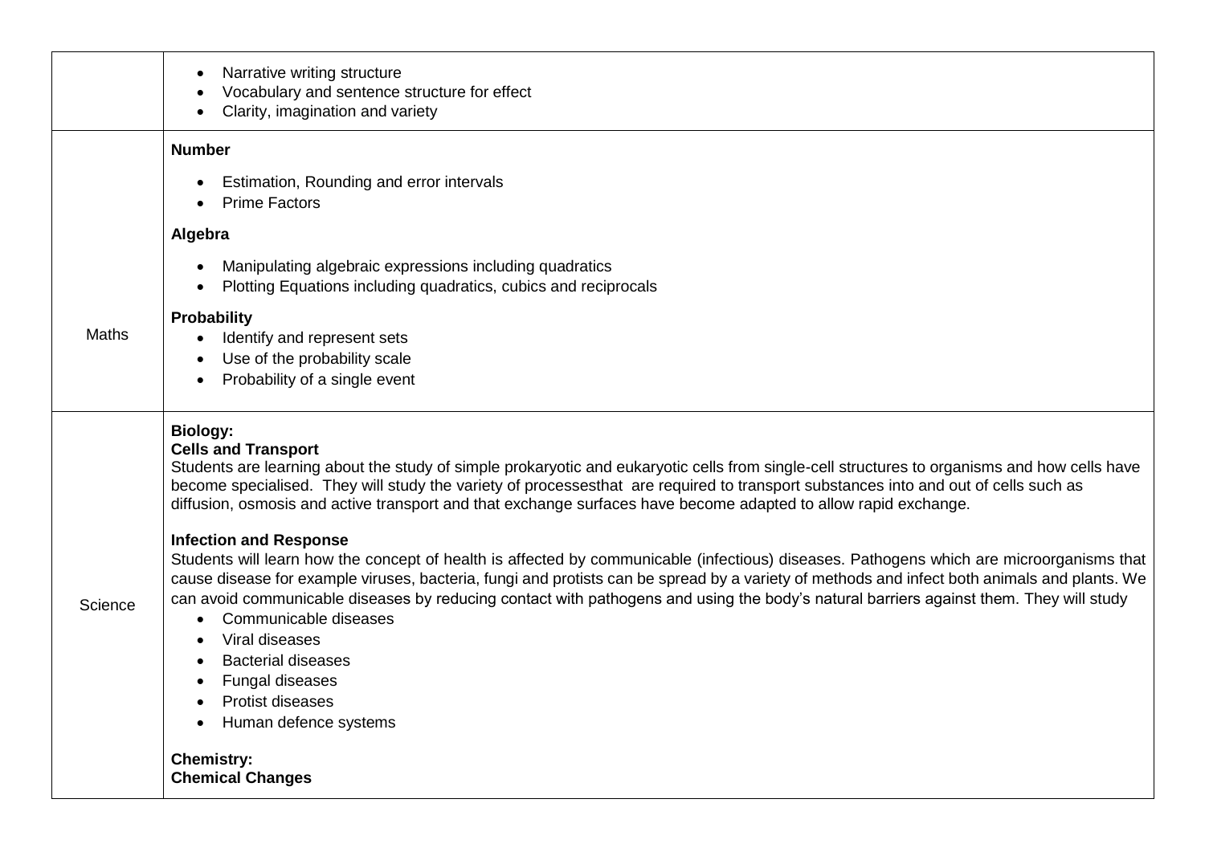| | |
|---|---|
| | • Narrative writing structure<br>• Vocabulary and sentence structure for effect<br>• Clarity, imagination and variety |
| Maths | **Number**<br>• Estimation, Rounding and error intervals<br>• Prime Factors<br>**Algebra**<br>• Manipulating algebraic expressions including quadratics<br>• Plotting Equations including quadratics, cubics and reciprocals<br>**Probability**<br>• Identify and represent sets<br>• Use of the probability scale<br>• Probability of a single event |
| Science | **Biology:**<br>**Cells and Transport**<br>Students are learning about the study of simple prokaryotic and eukaryotic cells from single-cell structures to organisms and how cells have become specialised. They will study the variety of processesthat are required to transport substances into and out of cells such as diffusion, osmosis and active transport and that exchange surfaces have become adapted to allow rapid exchange.<br><br>**Infection and Response**<br>Students will learn how the concept of health is affected by communicable (infectious) diseases. Pathogens which are microorganisms that cause disease for example viruses, bacteria, fungi and protists can be spread by a variety of methods and infect both animals and plants. We can avoid communicable diseases by reducing contact with pathogens and using the body's natural barriers against them. They will study<br>• Communicable diseases<br>• Viral diseases<br>• Bacterial diseases<br>• Fungal diseases<br>• Protist diseases<br>• Human defence systems<br><br>**Chemistry:**<br>**Chemical Changes** |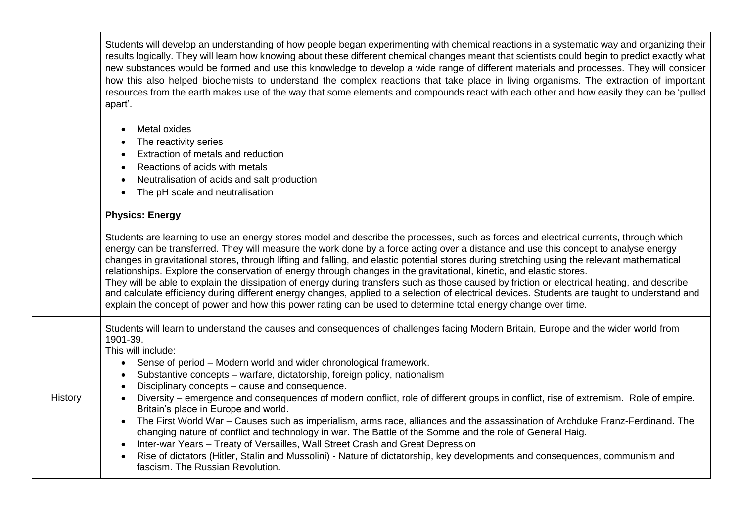| | |
|---|---|
| | Students will develop an understanding of how people began experimenting with chemical reactions in a systematic way and organizing their results logically. They will learn how knowing about these different chemical changes meant that scientists could begin to predict exactly what new substances would be formed and use this knowledge to develop a wide range of different materials and processes. They will consider how this also helped biochemists to understand the complex reactions that take place in living organisms. The extraction of important resources from the earth makes use of the way that some elements and compounds react with each other and how easily they can be 'pulled apart'.<br><br>• Metal oxides<br>• The reactivity series<br>• Extraction of metals and reduction<br>• Reactions of acids with metals<br>• Neutralisation of acids and salt production<br>• The pH scale and neutralisation<br><br>**Physics: Energy**<br><br>Students are learning to use an energy stores model and describe the processes, such as forces and electrical currents, through which energy can be transferred. They will measure the work done by a force acting over a distance and use this concept to analyse energy changes in gravitational stores, through lifting and falling, and elastic potential stores during stretching using the relevant mathematical relationships. Explore the conservation of energy through changes in the gravitational, kinetic, and elastic stores.<br>They will be able to explain the dissipation of energy during transfers such as those caused by friction or electrical heating, and describe and calculate efficiency during different energy changes, applied to a selection of electrical devices. Students are taught to understand and explain the concept of power and how this power rating can be used to determine total energy change over time. |
| History | Students will learn to understand the causes and consequences of challenges facing Modern Britain, Europe and the wider world from 1901-39.<br>This will include:<br>• Sense of period – Modern world and wider chronological framework.<br>• Substantive concepts – warfare, dictatorship, foreign policy, nationalism<br>• Disciplinary concepts – cause and consequence.<br>• Diversity – emergence and consequences of modern conflict, role of different groups in conflict, rise of extremism. Role of empire. Britain's place in Europe and world.<br>• The First World War – Causes such as imperialism, arms race, alliances and the assassination of Archduke Franz-Ferdinand. The changing nature of conflict and technology in war. The Battle of the Somme and the role of General Haig.<br>• Inter-war Years – Treaty of Versailles, Wall Street Crash and Great Depression<br>• Rise of dictators (Hitler, Stalin and Mussolini) - Nature of dictatorship, key developments and consequences, communism and fascism. The Russian Revolution. |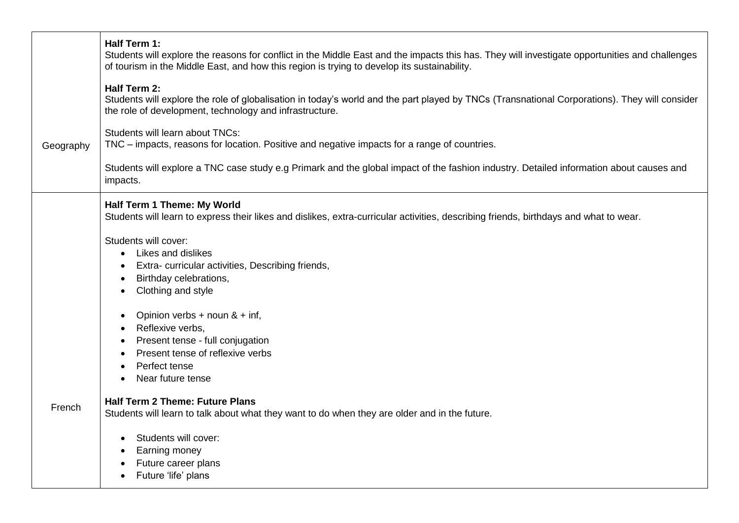| | |
|---|---|
| Geography | **Half Term 1:**<br>Students will explore the reasons for conflict in the Middle East and the impacts this has. They will investigate opportunities and challenges of tourism in the Middle East, and how this region is trying to develop its sustainability.<br><br>**Half Term 2:**<br>Students will explore the role of globalisation in today's world and the part played by TNCs (Transnational Corporations). They will consider the role of development, technology and infrastructure.<br><br>Students will learn about TNCs:<br>TNC – impacts, reasons for location. Positive and negative impacts for a range of countries.<br><br>Students will explore a TNC case study e.g Primark and the global impact of the fashion industry. Detailed information about causes and impacts. |
| French | **Half Term 1 Theme: My World**<br>Students will learn to express their likes and dislikes, extra-curricular activities, describing friends, birthdays and what to wear.<br><br>Students will cover:<br>• Likes and dislikes<br>• Extra- curricular activities, Describing friends,<br>• Birthday celebrations,<br>• Clothing and style<br><br>• Opinion verbs + noun & + inf,<br>• Reflexive verbs,<br>• Present tense - full conjugation<br>• Present tense of reflexive verbs<br>• Perfect tense<br>• Near future tense<br><br>**Half Term 2 Theme: Future Plans**<br>Students will learn to talk about what they want to do when they are older and in the future.<br><br>• Students will cover:<br>• Earning money<br>• Future career plans<br>• Future 'life' plans |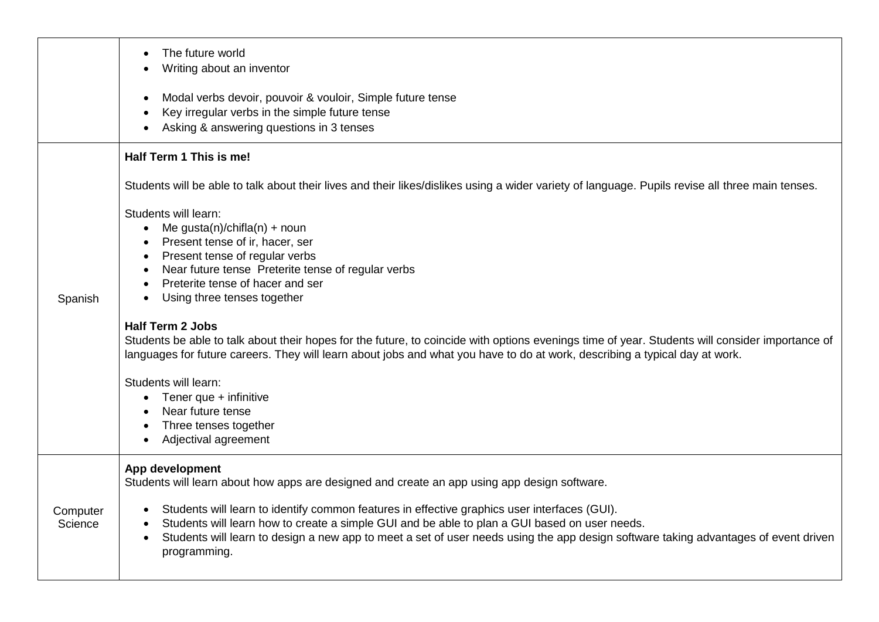| | |
|---|---|
| | • The future world<br>• Writing about an inventor<br><br>• Modal verbs devoir, pouvoir & vouloir, Simple future tense<br>• Key irregular verbs in the simple future tense<br>• Asking & answering questions in 3 tenses |
| Spanish | **Half Term 1 This is me!**<br><br>Students will be able to talk about their lives and their likes/dislikes using a wider variety of language. Pupils revise all three main tenses.<br><br>Students will learn:<br>• Me gusta(n)/chifla(n) + noun<br>• Present tense of ir, hacer, ser<br>• Present tense of regular verbs<br>• Near future tense  Preterite tense of regular verbs<br>• Preterite tense of hacer and ser<br>• Using three tenses together<br><br>**Half Term 2 Jobs**<br>Students be able to talk about their hopes for the future, to coincide with options evenings time of year. Students will consider importance of languages for future careers. They will learn about jobs and what you have to do at work, describing a typical day at work.<br><br>Students will learn:<br>• Tener que + infinitive<br>• Near future tense<br>• Three tenses together<br>• Adjectival agreement |
| Computer Science | **App development**<br>Students will learn about how apps are designed and create an app using app design software.<br><br>• Students will learn to identify common features in effective graphics user interfaces (GUI).<br>• Students will learn how to create a simple GUI and be able to plan a GUI based on user needs.<br>• Students will learn to design a new app to meet a set of user needs using the app design software taking advantages of event driven programming. |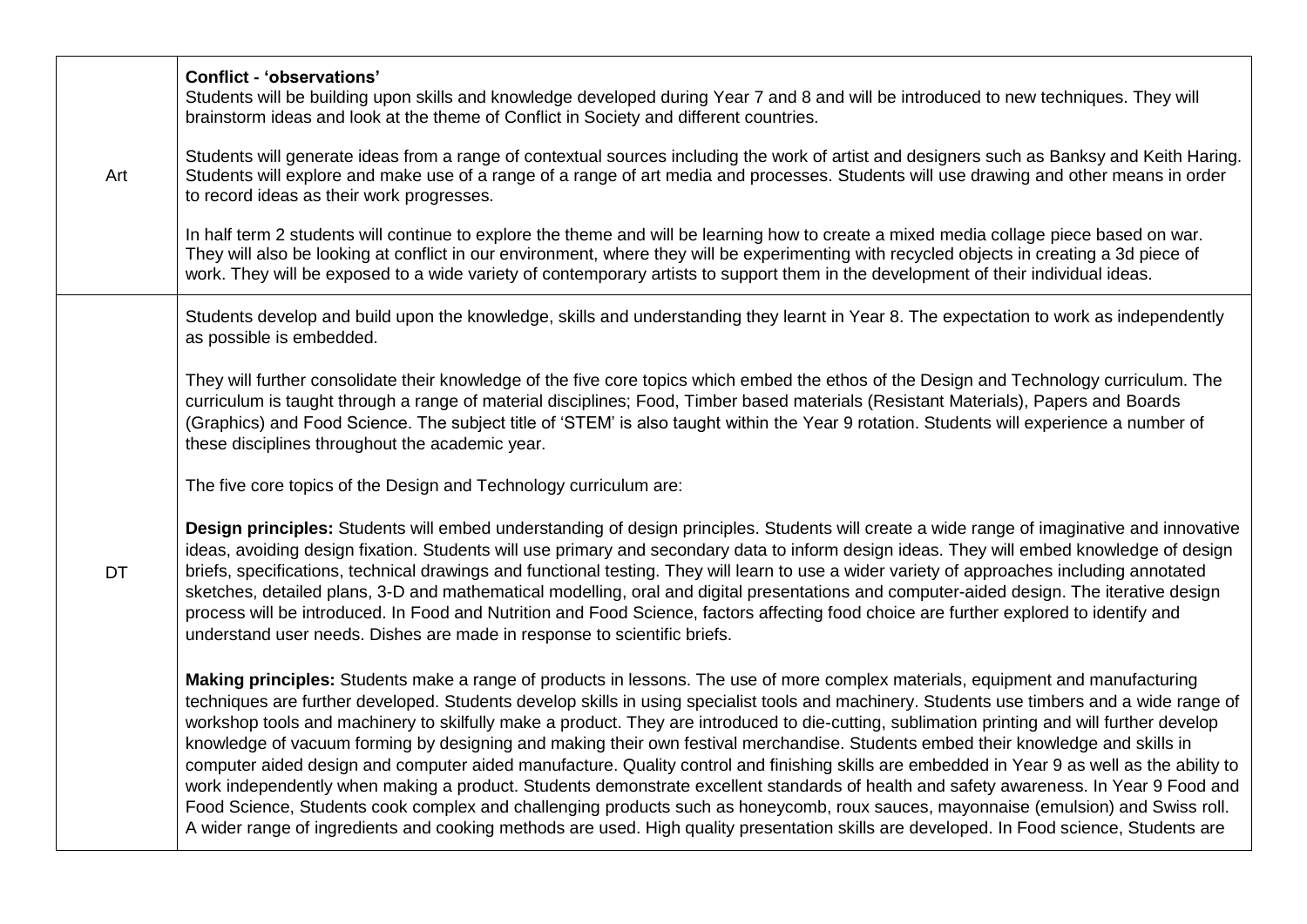| | |
|---|---|
| Art | **Conflict - 'observations'**<br>Students will be building upon skills and knowledge developed during Year 7 and 8 and will be introduced to new techniques. They will brainstorm ideas and look at the theme of Conflict in Society and different countries.<br><br>Students will generate ideas from a range of contextual sources including the work of artist and designers such as Banksy and Keith Haring. Students will explore and make use of a range of a range of art media and processes. Students will use drawing and other means in order to record ideas as their work progresses.<br><br>In half term 2 students will continue to explore the theme and will be learning how to create a mixed media collage piece based on war. They will also be looking at conflict in our environment, where they will be experimenting with recycled objects in creating a 3d piece of work. They will be exposed to a wide variety of contemporary artists to support them in the development of their individual ideas. |
| DT | Students develop and build upon the knowledge, skills and understanding they learnt in Year 8. The expectation to work as independently as possible is embedded.<br><br>They will further consolidate their knowledge of the five core topics which embed the ethos of the Design and Technology curriculum. The curriculum is taught through a range of material disciplines; Food, Timber based materials (Resistant Materials), Papers and Boards (Graphics) and Food Science. The subject title of 'STEM' is also taught within the Year 9 rotation. Students will experience a number of these disciplines throughout the academic year.<br><br>The five core topics of the Design and Technology curriculum are:<br><br>**Design principles:** Students will embed understanding of design principles. Students will create a wide range of imaginative and innovative ideas, avoiding design fixation. Students will use primary and secondary data to inform design ideas. They will embed knowledge of design briefs, specifications, technical drawings and functional testing. They will learn to use a wider variety of approaches including annotated sketches, detailed plans, 3-D and mathematical modelling, oral and digital presentations and computer-aided design. The iterative design process will be introduced. In Food and Nutrition and Food Science, factors affecting food choice are further explored to identify and understand user needs. Dishes are made in response to scientific briefs.<br><br>**Making principles:** Students make a range of products in lessons. The use of more complex materials, equipment and manufacturing techniques are further developed. Students develop skills in using specialist tools and machinery. Students use timbers and a wide range of workshop tools and machinery to skilfully make a product. They are introduced to die-cutting, sublimation printing and will further develop knowledge of vacuum forming by designing and making their own festival merchandise. Students embed their knowledge and skills in computer aided design and computer aided manufacture. Quality control and finishing skills are embedded in Year 9 as well as the ability to work independently when making a product. Students demonstrate excellent standards of health and safety awareness. In Year 9 Food and Food Science, Students cook complex and challenging products such as honeycomb, roux sauces, mayonnaise (emulsion) and Swiss roll. A wider range of ingredients and cooking methods are used. High quality presentation skills are developed. In Food science, Students are |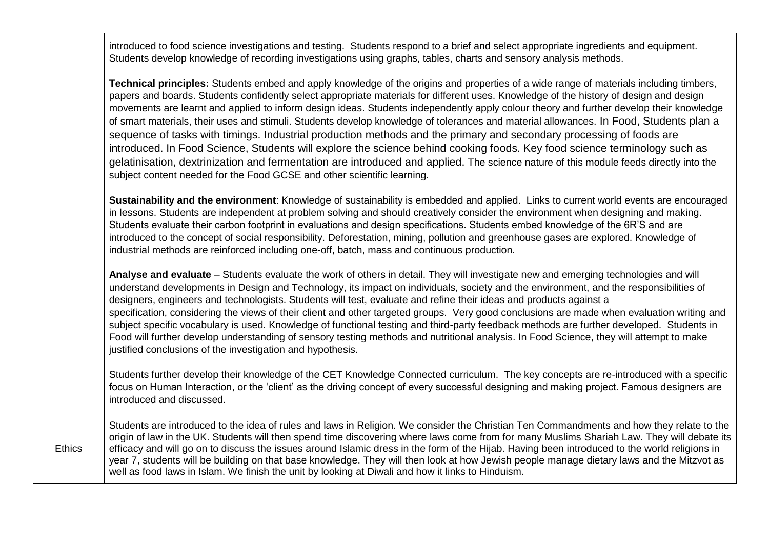| | |
|---|---|
| | introduced to food science investigations and testing. Students respond to a brief and select appropriate ingredients and equipment. Students develop knowledge of recording investigations using graphs, tables, charts and sensory analysis methods.<br><br>**Technical principles:** Students embed and apply knowledge of the origins and properties of a wide range of materials including timbers, papers and boards. Students confidently select appropriate materials for different uses. Knowledge of the history of design and design movements are learnt and applied to inform design ideas. Students independently apply colour theory and further develop their knowledge of smart materials, their uses and stimuli. Students develop knowledge of tolerances and material allowances. In Food, Students plan a sequence of tasks with timings. Industrial production methods and the primary and secondary processing of foods are introduced. In Food Science, Students will explore the science behind cooking foods. Key food science terminology such as gelatinisation, dextrinization and fermentation are introduced and applied. The science nature of this module feeds directly into the subject content needed for the Food GCSE and other scientific learning.<br><br>**Sustainability and the environment**: Knowledge of sustainability is embedded and applied. Links to current world events are encouraged in lessons. Students are independent at problem solving and should creatively consider the environment when designing and making. Students evaluate their carbon footprint in evaluations and design specifications. Students embed knowledge of the 6R'S and are introduced to the concept of social responsibility. Deforestation, mining, pollution and greenhouse gases are explored. Knowledge of industrial methods are reinforced including one-off, batch, mass and continuous production.<br><br>**Analyse and evaluate** – Students evaluate the work of others in detail. They will investigate new and emerging technologies and will understand developments in Design and Technology, its impact on individuals, society and the environment, and the responsibilities of designers, engineers and technologists. Students will test, evaluate and refine their ideas and products against a specification, considering the views of their client and other targeted groups. Very good conclusions are made when evaluation writing and subject specific vocabulary is used. Knowledge of functional testing and third-party feedback methods are further developed. Students in Food will further develop understanding of sensory testing methods and nutritional analysis. In Food Science, they will attempt to make justified conclusions of the investigation and hypothesis.<br><br>Students further develop their knowledge of the CET Knowledge Connected curriculum. The key concepts are re-introduced with a specific focus on Human Interaction, or the 'client' as the driving concept of every successful designing and making project. Famous designers are introduced and discussed. |
| Ethics | Students are introduced to the idea of rules and laws in Religion. We consider the Christian Ten Commandments and how they relate to the origin of law in the UK. Students will then spend time discovering where laws come from for many Muslims Shariah Law. They will debate its efficacy and will go on to discuss the issues around Islamic dress in the form of the Hijab. Having been introduced to the world religions in year 7, students will be building on that base knowledge. They will then look at how Jewish people manage dietary laws and the Mitzvot as well as food laws in Islam. We finish the unit by looking at Diwali and how it links to Hinduism. |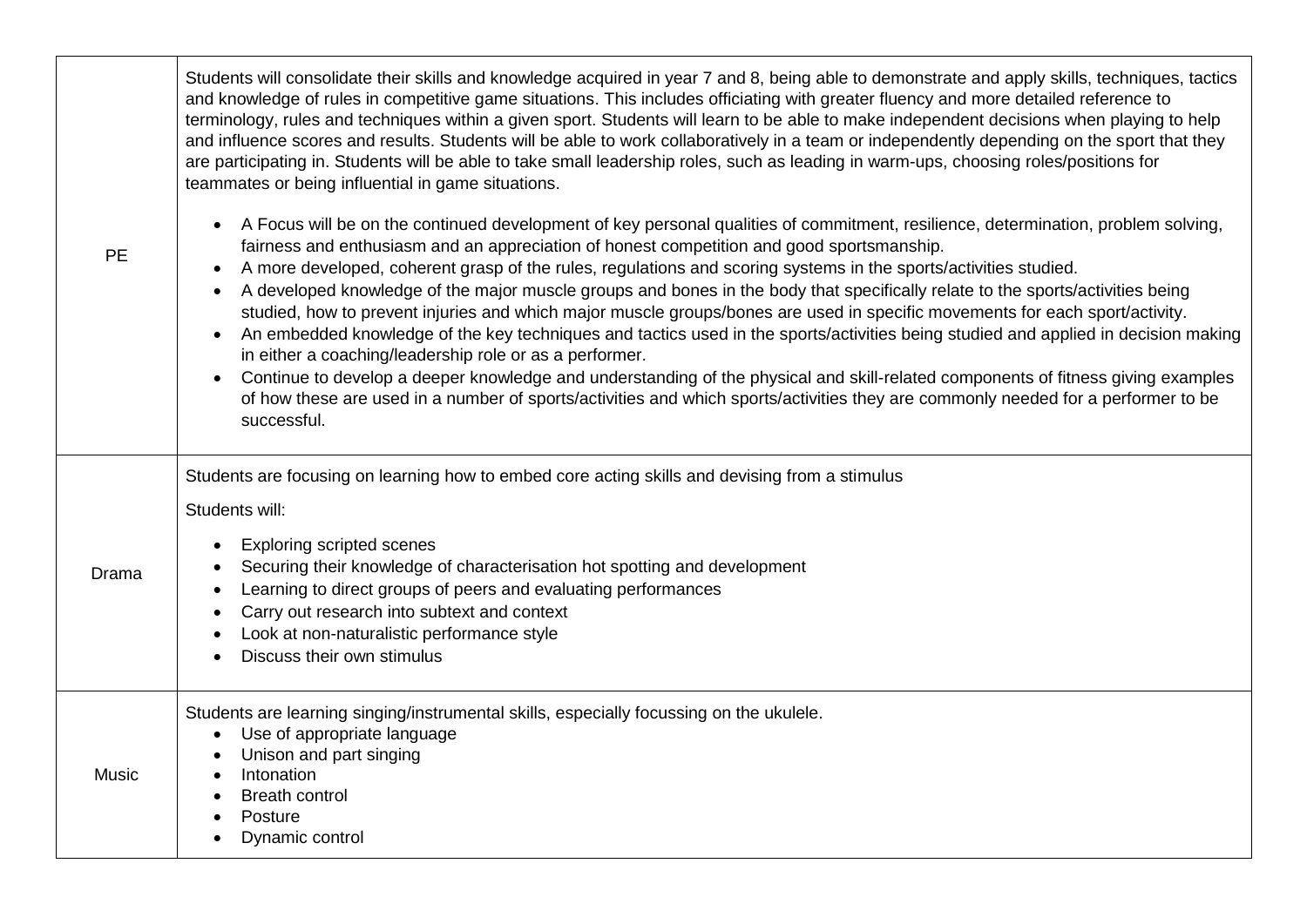| | |
|---|---|
| PE | Students will consolidate their skills and knowledge acquired in year 7 and 8, being able to demonstrate and apply skills, techniques, tactics and knowledge of rules in competitive game situations. This includes officiating with greater fluency and more detailed reference to terminology, rules and techniques within a given sport. Students will learn to be able to make independent decisions when playing to help and influence scores and results. Students will be able to work collaboratively in a team or independently depending on the sport that they are participating in. Students will be able to take small leadership roles, such as leading in warm-ups, choosing roles/positions for teammates or being influential in game situations.<br><br>• A Focus will be on the continued development of key personal qualities of commitment, resilience, determination, problem solving, fairness and enthusiasm and an appreciation of honest competition and good sportsmanship.<br>• A more developed, coherent grasp of the rules, regulations and scoring systems in the sports/activities studied.<br>• A developed knowledge of the major muscle groups and bones in the body that specifically relate to the sports/activities being studied, how to prevent injuries and which major muscle groups/bones are used in specific movements for each sport/activity.<br>• An embedded knowledge of the key techniques and tactics used in the sports/activities being studied and applied in decision making in either a coaching/leadership role or as a performer.<br>• Continue to develop a deeper knowledge and understanding of the physical and skill-related components of fitness giving examples of how these are used in a number of sports/activities and which sports/activities they are commonly needed for a performer to be successful. |
| Drama | Students are focusing on learning how to embed core acting skills and devising from a stimulus<br><br>Students will:<br><br>• Exploring scripted scenes<br>• Securing their knowledge of characterisation hot spotting and development<br>• Learning to direct groups of peers and evaluating performances<br>• Carry out research into subtext and context<br>• Look at non-naturalistic performance style<br>• Discuss their own stimulus |
| Music | Students are learning singing/instrumental skills, especially focussing on the ukulele.<br>• Use of appropriate language<br>• Unison and part singing<br>• Intonation<br>• Breath control<br>• Posture<br>• Dynamic control |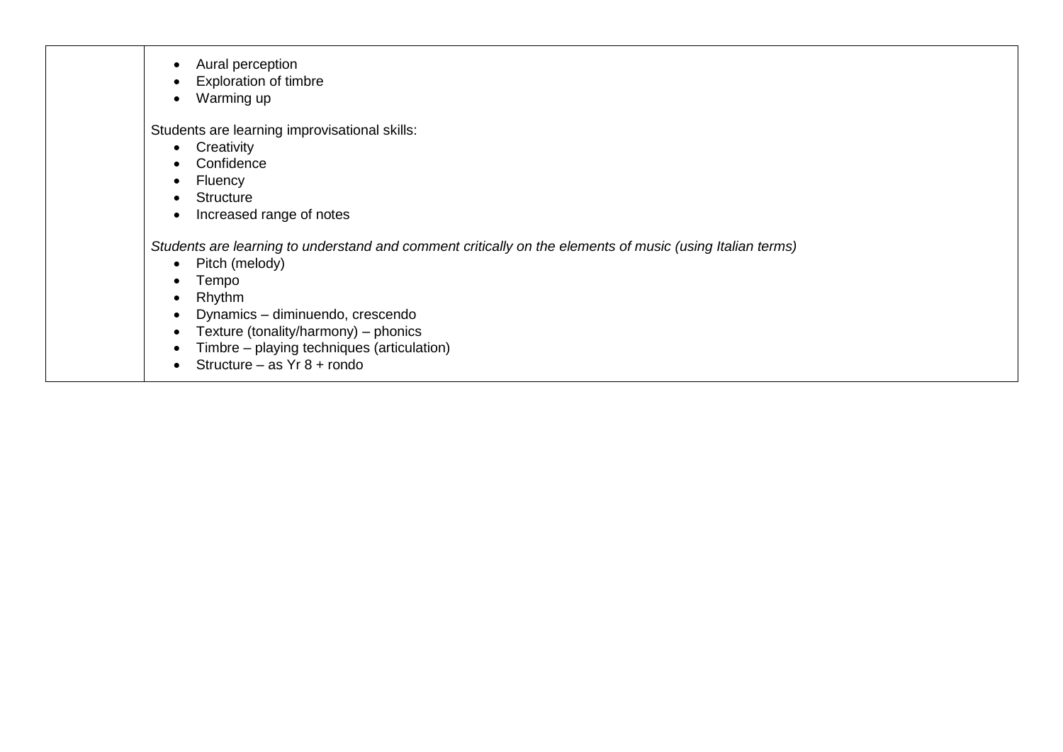| | |
|---|---|
| | • Aural perception<br>• Exploration of timbre<br>• Warming up<br><br>Students are learning improvisational skills:<br>• Creativity<br>• Confidence<br>• Fluency<br>• Structure<br>• Increased range of notes<br><br>*Students are learning to understand and comment critically on the elements of music (using Italian terms)*<br>• Pitch (melody)<br>• Tempo<br>• Rhythm<br>• Dynamics – diminuendo, crescendo<br>• Texture (tonality/harmony) – phonics<br>• Timbre – playing techniques (articulation)<br>• Structure – as Yr 8 + rondo |